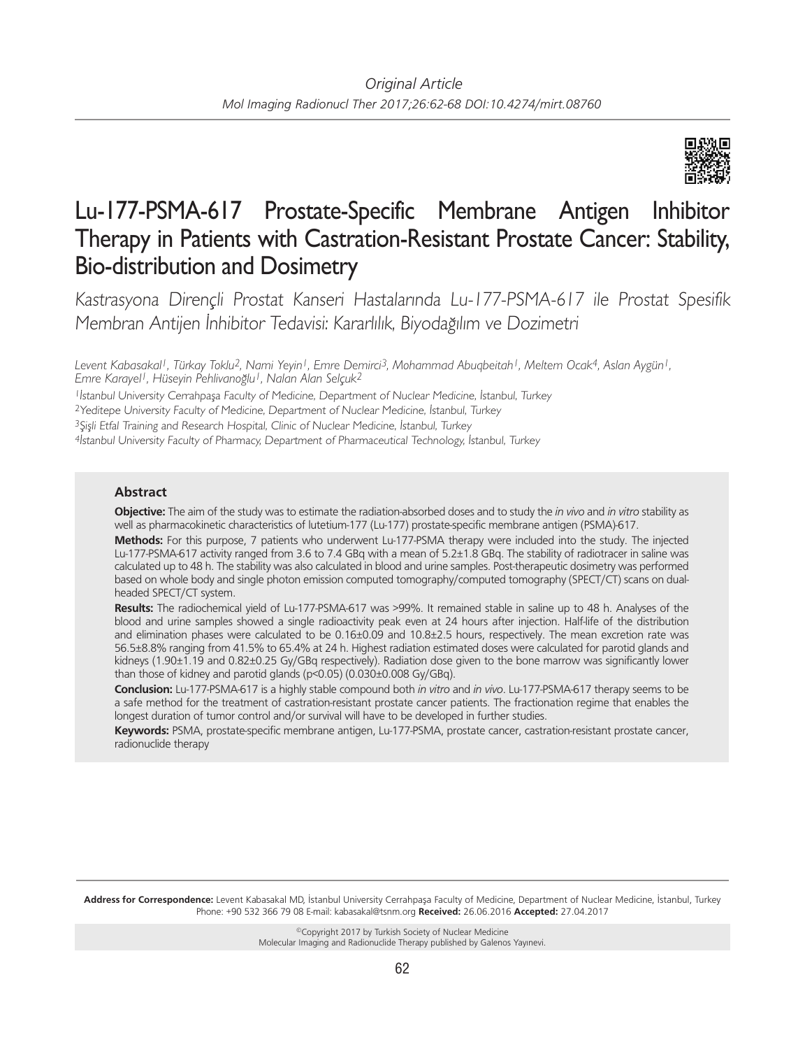Original Article

# Lu-177-PSMA-617 Prostate-Specific Membrane Antigen Inhibitor Therapy in Patients with Castration-Resistant Prostate Cancer: Stability, Bio-distribution and Dosimetry

*Kastrasyona Dirençli Prostat Kanseri Hastalarında Lu-177-PSMA-617 ile Prostat Spesifik Membran Antijen İnhibitor Tedavisi: Kararlılık, Biyodağılım ve Dozimetri*

Levent Kabasakal[1], Türkay Toklu[2], Nami Yeyin[1], Emre Demirci[3], Mohammad Abuqbeitah[1], Meltem Ocak[4], Aslan Aygün[1], Emre Karayel[1], Hüseyin Pehlivanoğlu[1], Nalan Alan Selçuk[2]

[1]İstanbul University Cerrahpaşa Faculty of Medicine, Department of Nuclear Medicine, İstanbul, Turkey
[2]Yeditepe University Faculty of Medicine, Department of Nuclear Medicine, İstanbul, Turkey
[3]Şişli Etfal Training and Research Hospital, Clinic of Nuclear Medicine, İstanbul, Turkey
[4]İstanbul University Faculty of Pharmacy, Department of Pharmaceutical Technology, İstanbul, Turkey

## Abstract

**Objective:** The aim of the study was to estimate the radiation-absorbed doses and to study the *in vivo* and *in vitro* stability as well as pharmacokinetic characteristics of lutetium-177 (Lu-177) prostate-specific membrane antigen (PSMA)-617.

**Methods:** For this purpose, 7 patients who underwent Lu-177-PSMA therapy were included into the study. The injected Lu-177-PSMA-617 activity ranged from 3.6 to 7.4 GBq with a mean of 5.2±1.8 GBq. The stability of radiotracer in saline was calculated up to 48 h. The stability was also calculated in blood and urine samples. Post-therapeutic dosimetry was performed based on whole body and single photon emission computed tomography/computed tomography (SPECT/CT) scans on dual-headed SPECT/CT system.

**Results:** The radiochemical yield of Lu-177-PSMA-617 was >99%. It remained stable in saline up to 48 h. Analyses of the blood and urine samples showed a single radioactivity peak even at 24 hours after injection. Half-life of the distribution and elimination phases were calculated to be 0.16±0.09 and 10.8±2.5 hours, respectively. The mean excretion rate was 56.5±8.8% ranging from 41.5% to 65.4% at 24 h. Highest radiation estimated doses were calculated for parotid glands and kidneys (1.90±1.19 and 0.82±0.25 Gy/GBq respectively). Radiation dose given to the bone marrow was significantly lower than those of kidney and parotid glands ($p<0.05$) (0.030±0.008 Gy/GBq).

**Conclusion:** Lu-177-PSMA-617 is a highly stable compound both *in vitro* and *in vivo*. Lu-177-PSMA-617 therapy seems to be a safe method for the treatment of castration-resistant prostate cancer patients. The fractionation regime that enables the longest duration of tumor control and/or survival will have to be developed in further studies.

**Keywords:** PSMA, prostate-specific membrane antigen, Lu-177-PSMA, prostate cancer, castration-resistant prostate cancer, radionuclide therapy

**Address for Correspondence:** Levent Kabasakal MD, İstanbul University Cerrahpaşa Faculty of Medicine, Department of Nuclear Medicine, İstanbul, Turkey Phone: +90 532 366 79 08 E-mail: kabasakal@tsnm.org **Received:** 26.06.2016 **Accepted:** 27.04.2017

©Copyright 2017 by Turkish Society of Nuclear Medicine
Molecular Imaging and Radionuclide Therapy published by Galenos Yayınevi.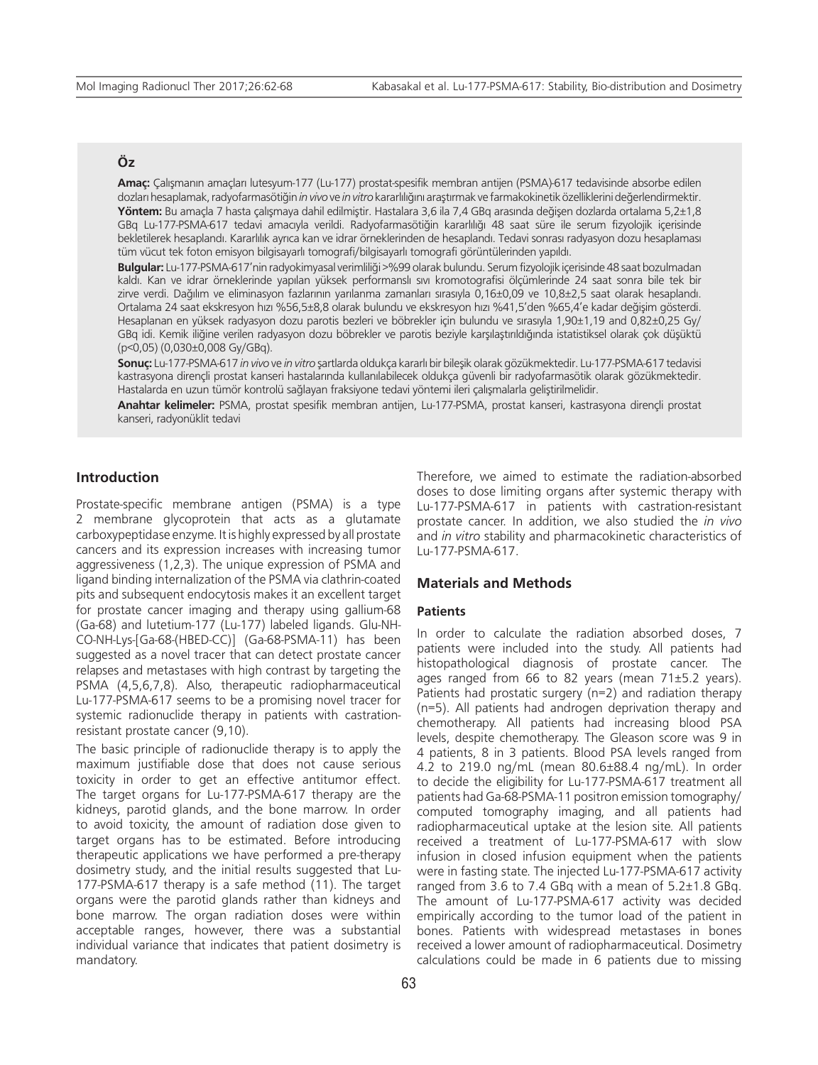## Öz

**Amaç:** Çalışmanın amaçları lutesyum-177 (Lu-177) prostat-spesifik membran antijen (PSMA)-617 tedavisinde absorbe edilen dozları hesaplamak, radyofarmasötiğin *in vivo* ve *in vitro* kararlılığını araştırmak ve farmakokinetik özelliklerini değerlendirmektir.
**Yöntem:** Bu amaçla 7 hasta çalışmaya dahil edilmiştir. Hastalara 3,6 ila 7,4 GBq arasında değişen dozlarda ortalama 5,2±1,8 GBq Lu-177-PSMA-617 tedavi amacıyla verildi. Radyofarmasötiğin kararlılığı 48 saat süre ile serum fizyolojik içerisinde bekletilerek hesaplandı. Kararlılık ayrıca kan ve idrar örneklerinden de hesaplandı. Tedavi sonrası radyasyon dozu hesaplaması tüm vücut tek foton emisyon bilgisayarlı tomografi/bilgisayarlı tomografi görüntülerinden yapıldı.
**Bulgular:** Lu-177-PSMA-617'nin radyokimyasal verimliliği >%99 olarak bulundu. Serum fizyolojik içerisinde 48 saat bozulmadan kaldı. Kan ve idrar örneklerinde yapılan yüksek performanslı sıvı kromotografisi ölçümlerinde 24 saat sonra bile tek bir zirve verdi. Dağılım ve eliminasyon fazlarının yarılanma zamanları sırasıyla 0,16±0,09 ve 10,8±2,5 saat olarak hesaplandı. Ortalama 24 saat ekskresyon hızı %56,5±8,8 olarak bulundu ve ekskresyon hızı %41,5'den %65,4'e kadar değişim gösterdi. Hesaplanan en yüksek radyasyon dozu parotis bezleri ve böbrekler için bulundu ve sırasıyla 1,90±1,19 and 0,82±0,25 Gy/GBq idi. Kemik iliğine verilen radyasyon dozu böbrekler ve parotis beziyle karşılaştırıldığında istatistiksel olarak çok düşüktü ($p<0,05$) (0,030±0,008 Gy/GBq).
**Sonuç:** Lu-177-PSMA-617 *in vivo* ve *in vitro* şartlarda oldukça kararlı bir bileşik olarak gözükmektedir. Lu-177-PSMA-617 tedavisi kastrasyona dirençli prostat kanseri hastalarında kullanılabilecek oldukça güvenli bir radyofarmasötik olarak gözükmektedir. Hastalarda en uzun tümör kontrolü sağlayan fraksiyone tedavi yöntemi ileri çalışmalarla geliştirilmelidir.
**Anahtar kelimeler:** PSMA, prostat spesifik membran antijen, Lu-177-PSMA, prostat kanseri, kastrasyona dirençli prostat kanseri, radyonüklit tedavi

## Introduction

Prostate-specific membrane antigen (PSMA) is a type 2 membrane glycoprotein that acts as a glutamate carboxypeptidase enzyme. It is highly expressed by all prostate cancers and its expression increases with increasing tumor aggressiveness (1,2,3). The unique expression of PSMA and ligand binding internalization of the PSMA via clathrin-coated pits and subsequent endocytosis makes it an excellent target for prostate cancer imaging and therapy using gallium-68 (Ga-68) and lutetium-177 (Lu-177) labeled ligands. Glu-NH-CO-NH-Lys-[Ga-68-(HBED-CC)] (Ga-68-PSMA-11) has been suggested as a novel tracer that can detect prostate cancer relapses and metastases with high contrast by targeting the PSMA (4,5,6,7,8). Also, therapeutic radiopharmaceutical Lu-177-PSMA-617 seems to be a promising novel tracer for systemic radionuclide therapy in patients with castration-resistant prostate cancer (9,10).

The basic principle of radionuclide therapy is to apply the maximum justifiable dose that does not cause serious toxicity in order to get an effective antitumor effect. The target organs for Lu-177-PSMA-617 therapy are the kidneys, parotid glands, and the bone marrow. In order to avoid toxicity, the amount of radiation dose given to target organs has to be estimated. Before introducing therapeutic applications we have performed a pre-therapy dosimetry study, and the initial results suggested that Lu-177-PSMA-617 therapy is a safe method (11). The target organs were the parotid glands rather than kidneys and bone marrow. The organ radiation doses were within acceptable ranges, however, there was a substantial individual variance that indicates that patient dosimetry is mandatory.

Therefore, we aimed to estimate the radiation-absorbed doses to dose limiting organs after systemic therapy with Lu-177-PSMA-617 in patients with castration-resistant prostate cancer. In addition, we also studied the *in vivo* and *in vitro* stability and pharmacokinetic characteristics of Lu-177-PSMA-617.

## Materials and Methods

### Patients

In order to calculate the radiation absorbed doses, 7 patients were included into the study. All patients had histopathological diagnosis of prostate cancer. The ages ranged from 66 to 82 years (mean 71±5.2 years). Patients had prostatic surgery (n=2) and radiation therapy (n=5). All patients had androgen deprivation therapy and chemotherapy. All patients had increasing blood PSA levels, despite chemotherapy. The Gleason score was 9 in 4 patients, 8 in 3 patients. Blood PSA levels ranged from 4.2 to 219.0 ng/mL (mean 80.6±88.4 ng/mL). In order to decide the eligibility for Lu-177-PSMA-617 treatment all patients had Ga-68-PSMA-11 positron emission tomography/computed tomography imaging, and all patients had radiopharmaceutical uptake at the lesion site. All patients received a treatment of Lu-177-PSMA-617 with slow infusion in closed infusion equipment when the patients were in fasting state. The injected Lu-177-PSMA-617 activity ranged from 3.6 to 7.4 GBq with a mean of 5.2±1.8 GBq. The amount of Lu-177-PSMA-617 activity was decided empirically according to the tumor load of the patient in bones. Patients with widespread metastases in bones received a lower amount of radiopharmaceutical. Dosimetry calculations could be made in 6 patients due to missing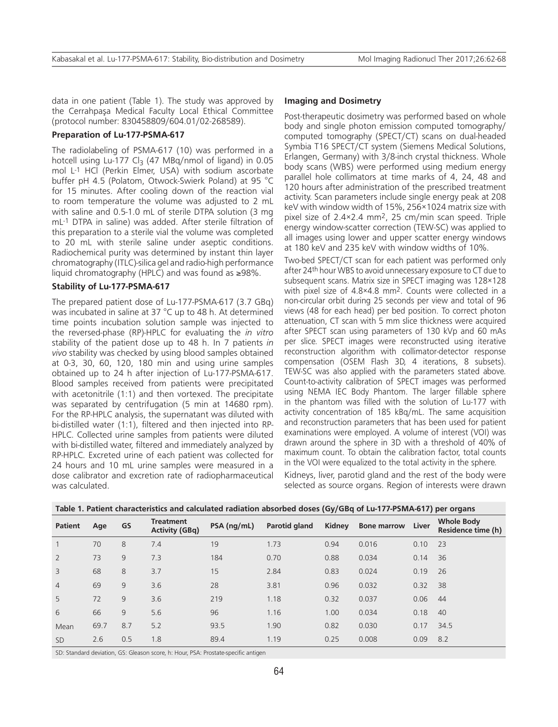data in one patient (Table 1). The study was approved by the Cerrahpaşa Medical Faculty Local Ethical Committee (protocol number: 830458809/604.01/02-268589).

### Preparation of Lu-177-PSMA-617

The radiolabeling of PSMA-617 (10) was performed in a hotcell using Lu-177 $Cl_3$ (47 MBq/nmol of ligand) in 0.05 mol $L^{-1}$ HCl (Perkin Elmer, USA) with sodium ascorbate buffer pH 4.5 (Polatom, Otwock-Swierk Poland) at 95 °C for 15 minutes. After cooling down of the reaction vial to room temperature the volume was adjusted to 2 mL with saline and 0.5-1.0 mL of sterile DTPA solution (3 mg $mL^{-1}$ DTPA in saline) was added. After sterile filtration of this preparation to a sterile vial the volume was completed to 20 mL with sterile saline under aseptic conditions. Radiochemical purity was determined by instant thin layer chromatography (ITLC)-silica gel and radio-high performance liquid chromatography (HPLC) and was found as ≥98%.

### Stability of Lu-177-PSMA-617

The prepared patient dose of Lu-177-PSMA-617 (3.7 GBq) was incubated in saline at 37 °C up to 48 h. At determined time points incubation solution sample was injected to the reversed-phase (RP)-HPLC for evaluating the *in vitro* stability of the patient dose up to 48 h. In 7 patients *in vivo* stability was checked by using blood samples obtained at 0-3, 30, 60, 120, 180 min and using urine samples obtained up to 24 h after injection of Lu-177-PSMA-617. Blood samples received from patients were precipitated with acetonitrile (1:1) and then vortexed. The precipitate was separated by centrifugation (5 min at 14680 rpm). For the RP-HPLC analysis, the supernatant was diluted with bi-distilled water (1:1), filtered and then injected into RP-HPLC. Collected urine samples from patients were diluted with bi-distilled water, filtered and immediately analyzed by RP-HPLC. Excreted urine of each patient was collected for 24 hours and 10 mL urine samples were measured in a dose calibrator and excretion rate of radiopharmaceutical was calculated.

### Imaging and Dosimetry

Post-therapeutic dosimetry was performed based on whole body and single photon emission computed tomography/computed tomography (SPECT/CT) scans on dual-headed Symbia T16 SPECT/CT system (Siemens Medical Solutions, Erlangen, Germany) with 3/8-inch crystal thickness. Whole body scans (WBS) were performed using medium energy parallel hole collimators at time marks of 4, 24, 48 and 120 hours after administration of the prescribed treatment activity. Scan parameters include single energy peak at 208 keV with window width of 15%, 256×1024 matrix size with pixel size of 2.4×2.4 $mm^2$, 25 cm/min scan speed. Triple energy window-scatter correction (TEW-SC) was applied to all images using lower and upper scatter energy windows at 180 keV and 235 keV with window widths of 10%.

Two-bed SPECT/CT scan for each patient was performed only after 24th hour WBS to avoid unnecessary exposure to CT due to subsequent scans. Matrix size in SPECT imaging was 128×128 with pixel size of 4.8×4.8 $mm^2$. Counts were collected in a non-circular orbit during 25 seconds per view and total of 96 views (48 for each head) per bed position. To correct photon attenuation, CT scan with 5 mm slice thickness were acquired after SPECT scan using parameters of 130 kVp and 60 mAs per slice. SPECT images were reconstructed using iterative reconstruction algorithm with collimator-detector response compensation (OSEM Flash 3D, 4 iterations, 8 subsets). TEW-SC was also applied with the parameters stated above. Count-to-activity calibration of SPECT images was performed using NEMA IEC Body Phantom. The larger fillable sphere in the phantom was filled with the solution of Lu-177 with activity concentration of 185 kBq/mL. The same acquisition and reconstruction parameters that has been used for patient examinations were employed. A volume of interest (VOI) was drawn around the sphere in 3D with a threshold of 40% of maximum count. To obtain the calibration factor, total counts in the VOI were equalized to the total activity in the sphere.

Kidneys, liver, parotid gland and the rest of the body were selected as source organs. Region of interests were drawn

**Table 1. Patient characteristics and calculated radiation absorbed doses (Gy/GBq of Lu-177-PSMA-617) per organs**

| Patient | Age | GS | Treatment Activity (GBq) | PSA (ng/mL) | Parotid gland | Kidney | Bone marrow | Liver | Whole Body Residence time (h) |
|---|---|---|---|---|---|---|---|---|---|
| 1 | 70 | 8 | 7.4 | 19 | 1.73 | 0.94 | 0.016 | 0.10 | 23 |
| 2 | 73 | 9 | 7.3 | 184 | 0.70 | 0.88 | 0.034 | 0.14 | 36 |
| 3 | 68 | 8 | 3.7 | 15 | 2.84 | 0.83 | 0.024 | 0.19 | 26 |
| 4 | 69 | 9 | 3.6 | 28 | 3.81 | 0.96 | 0.032 | 0.32 | 38 |
| 5 | 72 | 9 | 3.6 | 219 | 1.18 | 0.32 | 0.037 | 0.06 | 44 |
| 6 | 66 | 9 | 5.6 | 96 | 1.16 | 1.00 | 0.034 | 0.18 | 40 |
| Mean | 69.7 | 8.7 | 5.2 | 93.5 | 1.90 | 0.82 | 0.030 | 0.17 | 34.5 |
| SD | 2.6 | 0.5 | 1.8 | 89.4 | 1.19 | 0.25 | 0.008 | 0.09 | 8.2 |

SD: Standard deviation, GS: Gleason score, h: Hour, PSA: Prostate-specific antigen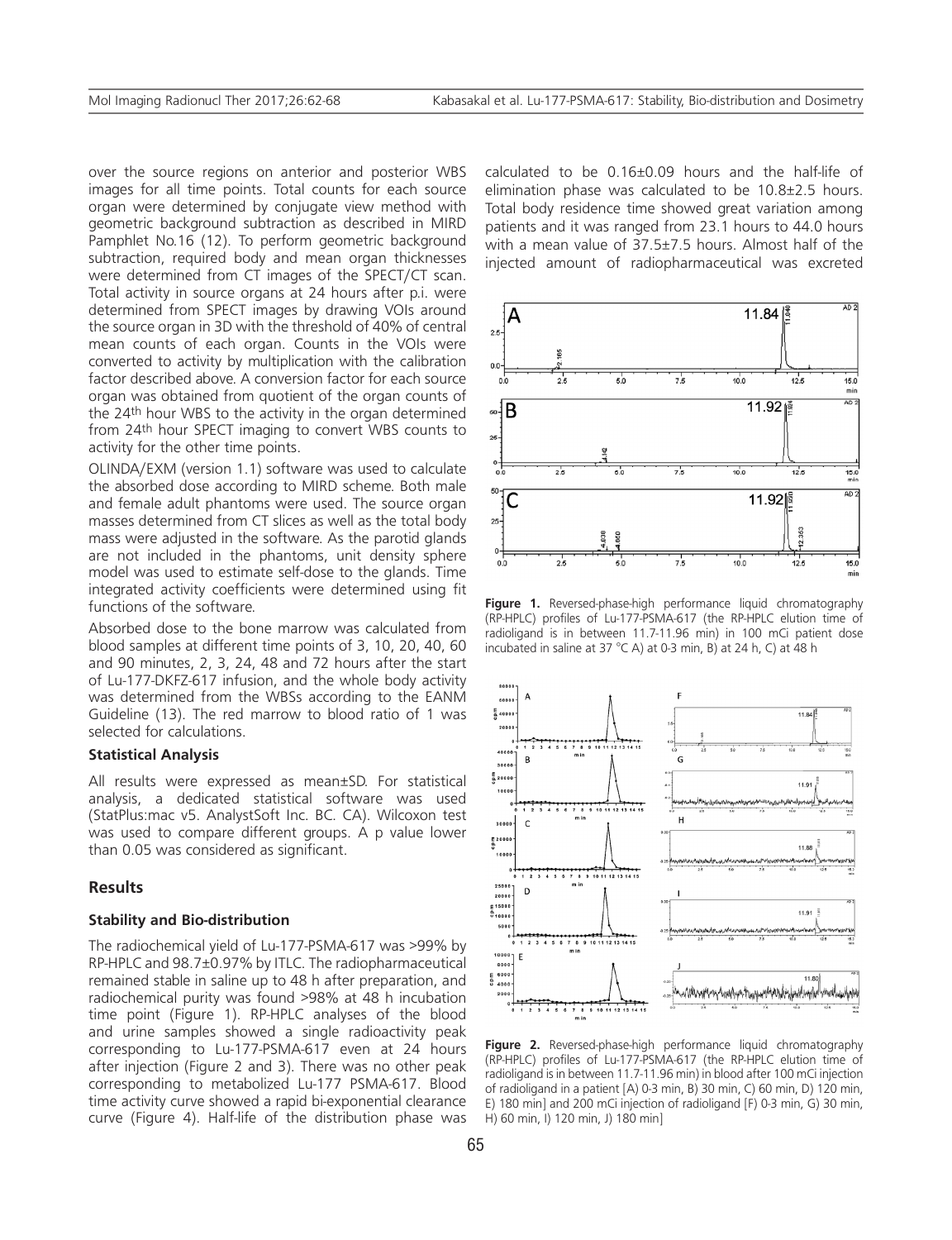over the source regions on anterior and posterior WBS images for all time points. Total counts for each source organ were determined by conjugate view method with geometric background subtraction as described in MIRD Pamphlet No.16 (12). To perform geometric background subtraction, required body and mean organ thicknesses were determined from CT images of the SPECT/CT scan. Total activity in source organs at 24 hours after p.i. were determined from SPECT images by drawing VOIs around the source organ in 3D with the threshold of 40% of central mean counts of each organ. Counts in the VOIs were converted to activity by multiplication with the calibration factor described above. A conversion factor for each source organ was obtained from quotient of the organ counts of the 24th hour WBS to the activity in the organ determined from 24th hour SPECT imaging to convert WBS counts to activity for the other time points.

OLINDA/EXM (version 1.1) software was used to calculate the absorbed dose according to MIRD scheme. Both male and female adult phantoms were used. The source organ masses determined from CT slices as well as the total body mass were adjusted in the software. As the parotid glands are not included in the phantoms, unit density sphere model was used to estimate self-dose to the glands. Time integrated activity coefficients were determined using fit functions of the software.

Absorbed dose to the bone marrow was calculated from blood samples at different time points of 3, 10, 20, 40, 60 and 90 minutes, 2, 3, 24, 48 and 72 hours after the start of Lu-177-DKFZ-617 infusion, and the whole body activity was determined from the WBSs according to the EANM Guideline (13). The red marrow to blood ratio of 1 was selected for calculations.

#### Statistical Analysis

All results were expressed as mean±SD. For statistical analysis, a dedicated statistical software was used (StatPlus:mac v5. AnalystSoft Inc. BC. CA). Wilcoxon test was used to compare different groups. A p value lower than 0.05 was considered as significant.

## Results

#### Stability and Bio-distribution

The radiochemical yield of Lu-177-PSMA-617 was >99% by RP-HPLC and 98.7±0.97% by ITLC. The radiopharmaceutical remained stable in saline up to 48 h after preparation, and radiochemical purity was found >98% at 48 h incubation time point (Figure 1). RP-HPLC analyses of the blood and urine samples showed a single radioactivity peak corresponding to Lu-177-PSMA-617 even at 24 hours after injection (Figure 2 and 3). There was no other peak corresponding to metabolized Lu-177 PSMA-617. Blood time activity curve showed a rapid bi-exponential clearance curve (Figure 4). Half-life of the distribution phase was calculated to be 0.16±0.09 hours and the half-life of elimination phase was calculated to be 10.8±2.5 hours. Total body residence time showed great variation among patients and it was ranged from 23.1 hours to 44.0 hours with a mean value of 37.5±7.5 hours. Almost half of the injected amount of radiopharmaceutical was excreted

**Figure 1.** Reversed-phase-high performance liquid chromatography (RP-HPLC) profiles of Lu-177-PSMA-617 (the RP-HPLC elution time of radioligand is in between 11.7-11.96 min) in 100 mCi patient dose incubated in saline at 37 °C A) at 0-3 min, B) at 24 h, C) at 48 h

**Figure 2.** Reversed-phase-high performance liquid chromatography (RP-HPLC) profiles of Lu-177-PSMA-617 (the RP-HPLC elution time of radioligand is in between 11.7-11.96 min) in blood after 100 mCi injection of radioligand in a patient [A) 0-3 min, B) 30 min, C) 60 min, D) 120 min, E) 180 min] and 200 mCi injection of radioligand [F) 0-3 min, G) 30 min, H) 60 min, I) 120 min, J) 180 min]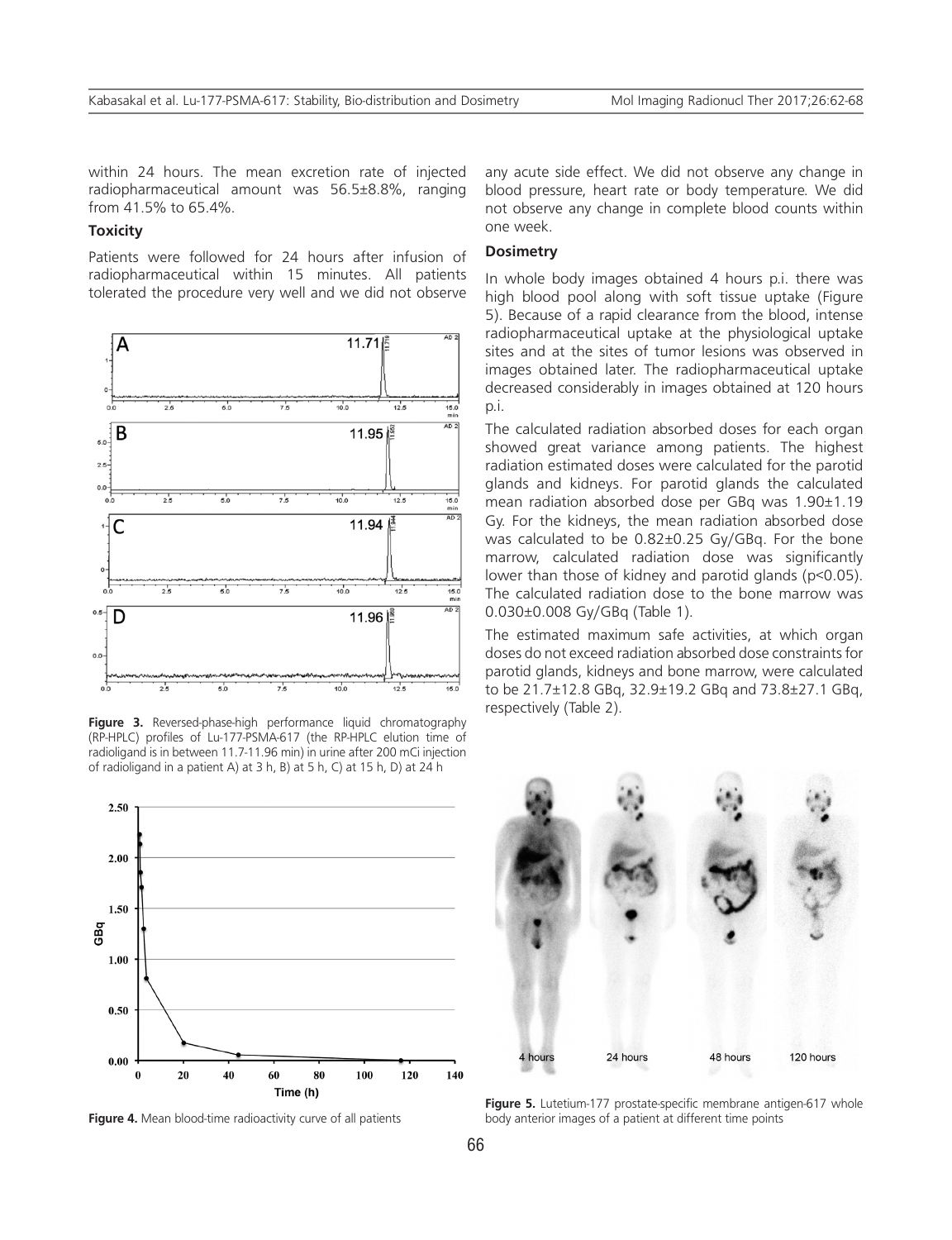within 24 hours. The mean excretion rate of injected radiopharmaceutical amount was 56.5±8.8%, ranging from 41.5% to 65.4%.

### Toxicity

Patients were followed for 24 hours after infusion of radiopharmaceutical within 15 minutes. All patients tolerated the procedure very well and we did not observe any acute side effect. We did not observe any change in blood pressure, heart rate or body temperature. We did not observe any change in complete blood counts within one week.

**Figure 3.** Reversed-phase-high performance liquid chromatography (RP-HPLC) profiles of Lu-177-PSMA-617 (the RP-HPLC elution time of radioligand is in between 11.7-11.96 min) in urine after 200 mCi injection of radioligand in a patient A) at 3 h, B) at 5 h, C) at 15 h, D) at 24 h

### Dosimetry

In whole body images obtained 4 hours p.i. there was high blood pool along with soft tissue uptake (Figure 5). Because of a rapid clearance from the blood, intense radiopharmaceutical uptake at the physiological uptake sites and at the sites of tumor lesions was observed in images obtained later. The radiopharmaceutical uptake decreased considerably in images obtained at 120 hours p.i.

The calculated radiation absorbed doses for each organ showed great variance among patients. The highest radiation estimated doses were calculated for the parotid glands and kidneys. For parotid glands the calculated mean radiation absorbed dose per GBq was 1.90±1.19 Gy. For the kidneys, the mean radiation absorbed dose was calculated to be 0.82±0.25 Gy/GBq. For the bone marrow, calculated radiation dose was significantly lower than those of kidney and parotid glands ($p<0.05$). The calculated radiation dose to the bone marrow was 0.030±0.008 Gy/GBq (Table 1).

The estimated maximum safe activities, at which organ doses do not exceed radiation absorbed dose constraints for parotid glands, kidneys and bone marrow, were calculated to be 21.7±12.8 GBq, 32.9±19.2 GBq and 73.8±27.1 GBq, respectively (Table 2).

**Figure 4.** Mean blood-time radioactivity curve of all patients

**Figure 5.** Lutetium-177 prostate-specific membrane antigen-617 whole body anterior images of a patient at different time points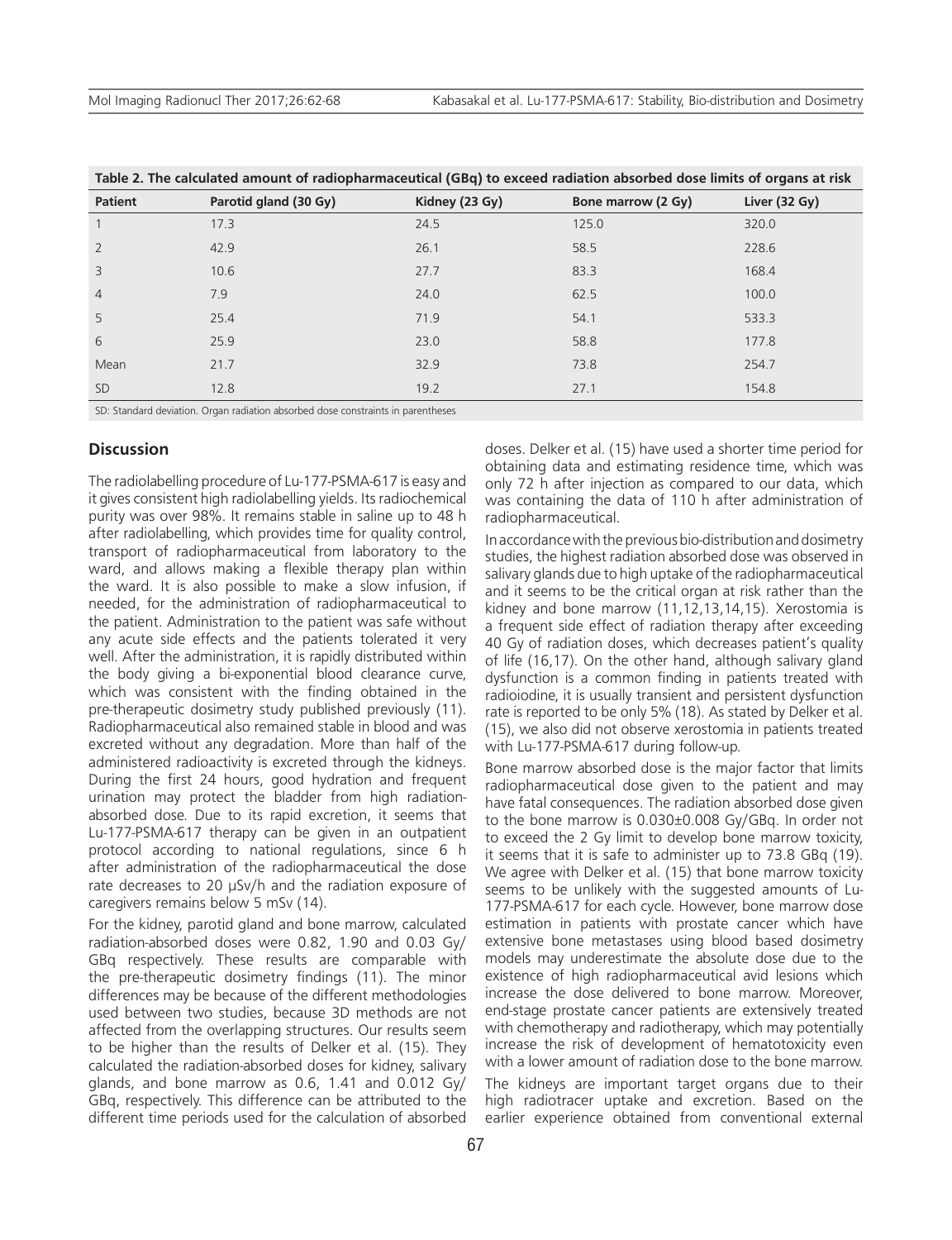**Table 2. The calculated amount of radiopharmaceutical (GBq) to exceed radiation absorbed dose limits of organs at risk**

| Patient | Parotid gland (30 Gy) | Kidney (23 Gy) | Bone marrow (2 Gy) | Liver (32 Gy) |
|---|---|---|---|---|
| 1 | 17.3 | 24.5 | 125.0 | 320.0 |
| 2 | 42.9 | 26.1 | 58.5 | 228.6 |
| 3 | 10.6 | 27.7 | 83.3 | 168.4 |
| 4 | 7.9 | 24.0 | 62.5 | 100.0 |
| 5 | 25.4 | 71.9 | 54.1 | 533.3 |
| 6 | 25.9 | 23.0 | 58.8 | 177.8 |
| Mean | 21.7 | 32.9 | 73.8 | 254.7 |
| SD | 12.8 | 19.2 | 27.1 | 154.8 |

SD: Standard deviation. Organ radiation absorbed dose constraints in parentheses

## Discussion

The radiolabelling procedure of Lu-177-PSMA-617 is easy and it gives consistent high radiolabelling yields. Its radiochemical purity was over 98%. It remains stable in saline up to 48 h after radiolabelling, which provides time for quality control, transport of radiopharmaceutical from laboratory to the ward, and allows making a flexible therapy plan within the ward. It is also possible to make a slow infusion, if needed, for the administration of radiopharmaceutical to the patient. Administration to the patient was safe without any acute side effects and the patients tolerated it very well. After the administration, it is rapidly distributed within the body giving a bi-exponential blood clearance curve, which was consistent with the finding obtained in the pre-therapeutic dosimetry study published previously (11). Radiopharmaceutical also remained stable in blood and was excreted without any degradation. More than half of the administered radioactivity is excreted through the kidneys. During the first 24 hours, good hydration and frequent urination may protect the bladder from high radiation-absorbed dose. Due to its rapid excretion, it seems that Lu-177-PSMA-617 therapy can be given in an outpatient protocol according to national regulations, since 6 h after administration of the radiopharmaceutical the dose rate decreases to 20 μSv/h and the radiation exposure of caregivers remains below 5 mSv (14).

For the kidney, parotid gland and bone marrow, calculated radiation-absorbed doses were 0.82, 1.90 and 0.03 Gy/GBq respectively. These results are comparable with the pre-therapeutic dosimetry findings (11). The minor differences may be because of the different methodologies used between two studies, because 3D methods are not affected from the overlapping structures. Our results seem to be higher than the results of Delker et al. (15). They calculated the radiation-absorbed doses for kidney, salivary glands, and bone marrow as 0.6, 1.41 and 0.012 Gy/GBq, respectively. This difference can be attributed to the different time periods used for the calculation of absorbed doses. Delker et al. (15) have used a shorter time period for obtaining data and estimating residence time, which was only 72 h after injection as compared to our data, which was containing the data of 110 h after administration of radiopharmaceutical.

In accordance with the previous bio-distribution and dosimetry studies, the highest radiation absorbed dose was observed in salivary glands due to high uptake of the radiopharmaceutical and it seems to be the critical organ at risk rather than the kidney and bone marrow (11,12,13,14,15). Xerostomia is a frequent side effect of radiation therapy after exceeding 40 Gy of radiation doses, which decreases patient's quality of life (16,17). On the other hand, although salivary gland dysfunction is a common finding in patients treated with radioiodine, it is usually transient and persistent dysfunction rate is reported to be only 5% (18). As stated by Delker et al. (15), we also did not observe xerostomia in patients treated with Lu-177-PSMA-617 during follow-up.

Bone marrow absorbed dose is the major factor that limits radiopharmaceutical dose given to the patient and may have fatal consequences. The radiation absorbed dose given to the bone marrow is 0.030±0.008 Gy/GBq. In order not to exceed the 2 Gy limit to develop bone marrow toxicity, it seems that it is safe to administer up to 73.8 GBq (19). We agree with Delker et al. (15) that bone marrow toxicity seems to be unlikely with the suggested amounts of Lu-177-PSMA-617 for each cycle. However, bone marrow dose estimation in patients with prostate cancer which have extensive bone metastases using blood based dosimetry models may underestimate the absolute dose due to the existence of high radiopharmaceutical avid lesions which increase the dose delivered to bone marrow. Moreover, end-stage prostate cancer patients are extensively treated with chemotherapy and radiotherapy, which may potentially increase the risk of development of hematotoxicity even with a lower amount of radiation dose to the bone marrow.

The kidneys are important target organs due to their high radiotracer uptake and excretion. Based on the earlier experience obtained from conventional external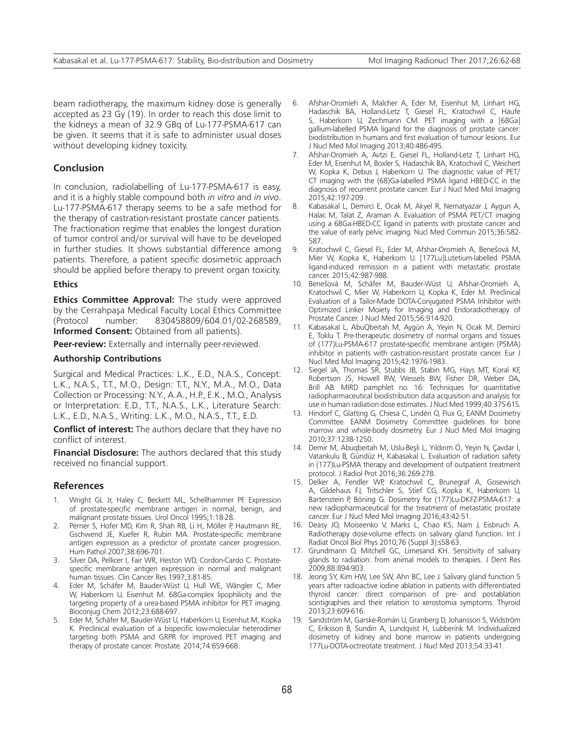beam radiotherapy, the maximum kidney dose is generally accepted as 23 Gy (19). In order to reach this dose limit to the kidneys a mean of 32.9 GBq of Lu-177-PSMA-617 can be given. It seems that it is safe to administer usual doses without developing kidney toxicity.

## Conclusion

In conclusion, radiolabelling of Lu-177-PSMA-617 is easy, and it is a highly stable compound both *in vitro* and *in vivo*. Lu-177-PSMA-617 therapy seems to be a safe method for the therapy of castration-resistant prostate cancer patients. The fractionation regime that enables the longest duration of tumor control and/or survival will have to be developed in further studies. It shows substantial difference among patients. Therefore, a patient specific dosimetric approach should be applied before therapy to prevent organ toxicity.

### Ethics

**Ethics Committee Approval:** The study were approved by the Cerrahpaşa Medical Faculty Local Ethics Committee (Protocol number: 830458809/604.01/02-268589, **Informed Consent:** Obtained from all patients).

**Peer-review:** Externally and internally peer-reviewed.

### Authorship Contributions

Surgical and Medical Practices: L.K., E.D., N.A.S., Concept: L.K., N.A.S., T.T., M.O., Design: T.T., N.Y., M.A., M.O., Data Collection or Processing: N.Y., A.A., H.P., E.K., M.O., Analysis or Interpretation: E.D., T.T., N.A.S., L.K., Literature Search: L.K., E.D., N.A.S., Writing: L.K., M.O., N.A.S., T.T., E.D.

**Conflict of interest:** The authors declare that they have no conflict of interest.

**Financial Disclosure:** The authors declared that this study received no financial support.

## References

1. Wright GL Jr, Haley C, Beckett ML, Schellhammer PF. Expression of prostate-specific membrane antigen in normal, benign, and malignant prostate tissues. Urol Oncol 1995;1:18-28.
2. Perner S, Hofer MD, Kim R, Shah RB, Li H, Möller P, Hautmann RE, Gschwend JE, Kuefer R, Rubin MA. Prostate-specific membrane antigen expression as a predictor of prostate cancer progression. Hum Pathol 2007;38:696-701.
3. Silver DA, Pellicer I, Fair WR, Heston WD, Cordon-Cardo C. Prostate-specific membrane antigen expression in normal and malignant human tissues. Clin Cancer Res 1997;3:81-85.
4. Eder M, Schäfer M, Bauder-Wüst U, Hull WE, Wängler C, Mier W, Haberkorn U, Eisenhut M. 68Ga-complex lipophilicity and the targeting property of a urea-based PSMA inhibitor for PET imaging. Bioconjug Chem 2012;23:688-697.
5. Eder M, Schäfer M, Bauder-Wüst U, Haberkorn U, Eisenhut M, Kopka K. Preclinical evaluation of a bispecific low-molecular heterodimer targeting both PSMA and GRPR for improved PET imaging and therapy of prostate cancer. Prostate. 2014;74:659-668.
6. Afshar-Oromieh A, Malcher A, Eder M, Eisenhut M, Linhart HG, Hadaschik BA, Holland-Letz T, Giesel FL, Kratochwil C, Haufe S, Haberkorn U, Zechmann CM. PET imaging with a [68Ga] gallium-labelled PSMA ligand for the diagnosis of prostate cancer: biodistribution in humans and first evaluation of tumour lesions. Eur J Nucl Med Mol Imaging 2013;40:486-495.
7. Afshar-Oromieh A, Avtzi E, Giesel FL, Holland-Letz T, Linhart HG, Eder M, Eisenhut M, Boxler S, Hadaschik BA, Kratochwil C, Weichert W, Kopka K, Debus J, Haberkorn U. The diagnostic value of PET/CT imaging with the (68)Ga-labelled PSMA ligand HBED-CC in the diagnosis of recurrent prostate cancer. Eur J Nucl Med Mol Imaging 2015;42:197-209.
8. Kabasakal L, Demirci E, Ocak M, Akyel R, Nematyazar J, Aygun A, Halac M, Talat Z, Araman A. Evaluation of PSMA PET/CT imaging using a 68Ga-HBED-CC ligand in patients with prostate cancer and the value of early pelvic imaging. Nucl Med Commun 2015;36:582-587.
9. Kratochwil C, Giesel FL, Eder M, Afshar-Oromieh A, Benešová M, Mier W, Kopka K, Haberkorn U. [177Lu]Lutetium-labelled PSMA ligand-induced remission in a patient with metastatic prostate cancer. 2015;42:987-988.
10. Benešová M, Schäfer M, Bauder-Wüst U, Afshar-Oromieh A, Kratochwil C, Mier W, Haberkorn U, Kopka K, Eder M. Preclinical Evaluation of a Tailor-Made DOTA-Conjugated PSMA Inhibitor with Optimized Linker Moiety for Imaging and Endoradiotherapy of Prostate Cancer. J Nucl Med 2015;56:914-920.
11. Kabasakal L, AbuQbeitah M, Aygün A, Yeyin N, Ocak M, Demirci E, Toklu T. Pre-therapeutic dosimetry of normal organs and tissues of (177)Lu-PSMA-617 prostate-specific membrane antigen (PSMA) inhibitor in patients with castration-resistant prostate cancer. Eur J Nucl Med Mol Imaging 2015;42:1976-1983.
12. Siegel JA, Thomas SR, Stubbs JB, Stabin MG, Hays MT, Koral KF, Robertson JS, Howell RW, Wessels BW, Fisher DR, Weber DA, Brill AB. MIRD pamphlet no. 16: Techniques for quantitative radiopharmaceutical biodistribution data acquisition and analysis for use in human radiation dose estimates. J Nucl Med 1999;40:37S-61S.
13. Hindorf C, Glatting G, Chiesa C, Lindén O, Flux G; EANM Dosimetry Committee. EANM Dosimetry Committee guidelines for bone marrow and whole-body dosimetry. Eur J Nucl Med Mol Imaging 2010;37:1238-1250.
14. Demir M, Abuqbeitah M, Uslu-Beşli L, Yıldırım Ö, Yeyin N, Çavdar İ, Vatankulu B, Gündüz H, Kabasakal L. Evaluation of radiation safety in (177)Lu-PSMA therapy and development of outpatient treatment protocol. J Radiol Prot 2016;36:269-278.
15. Delker A, Fendler WP, Kratochwil C, Brunegraf A, Gosewisch A, Gildehaus FJ, Tritschler S, Stief CG, Kopka K, Haberkorn U, Bartenstein P, Böning G. Dosimetry for (177)Lu-DKFZ-PSMA-617: a new radiopharmaceutical for the treatment of metastatic prostate cancer. Eur J Nucl Med Mol Imaging 2016;43:42-51.
16. Deasy JO, Moiseenko V, Marks L, Chao KS, Nam J, Eisbruch A. Radiotherapy dose-volume effects on salivary gland function. Int J Radiat Oncol Biol Phys 2010;76 (Suppl 3):s58-63.
17. Grundmann O, Mitchell GC, Limesand KH. Sensitivity of salivary glands to radiation: from animal models to therapies. J Dent Res 2009;88:894-903.
18. Jeong SY, Kim HW, Lee SW, Ahn BC, Lee J. Salivary gland function 5 years after radioactive iodine ablation in patients with differentiated thyroid cancer: direct comparison of pre- and postablation scintigraphies and their relation to xerostomia symptoms. Thyroid 2013;23:609-616.
19. Sandström M, Garske-Román U, Granberg D, Johansson S, Widström C, Eriksson B, Sundin A, Lundqvist H, Lubberink M. Individualized dosimetry of kidney and bone marrow in patients undergoing 177Lu-DOTA-octreotate treatment. J Nucl Med 2013;54:33-41.